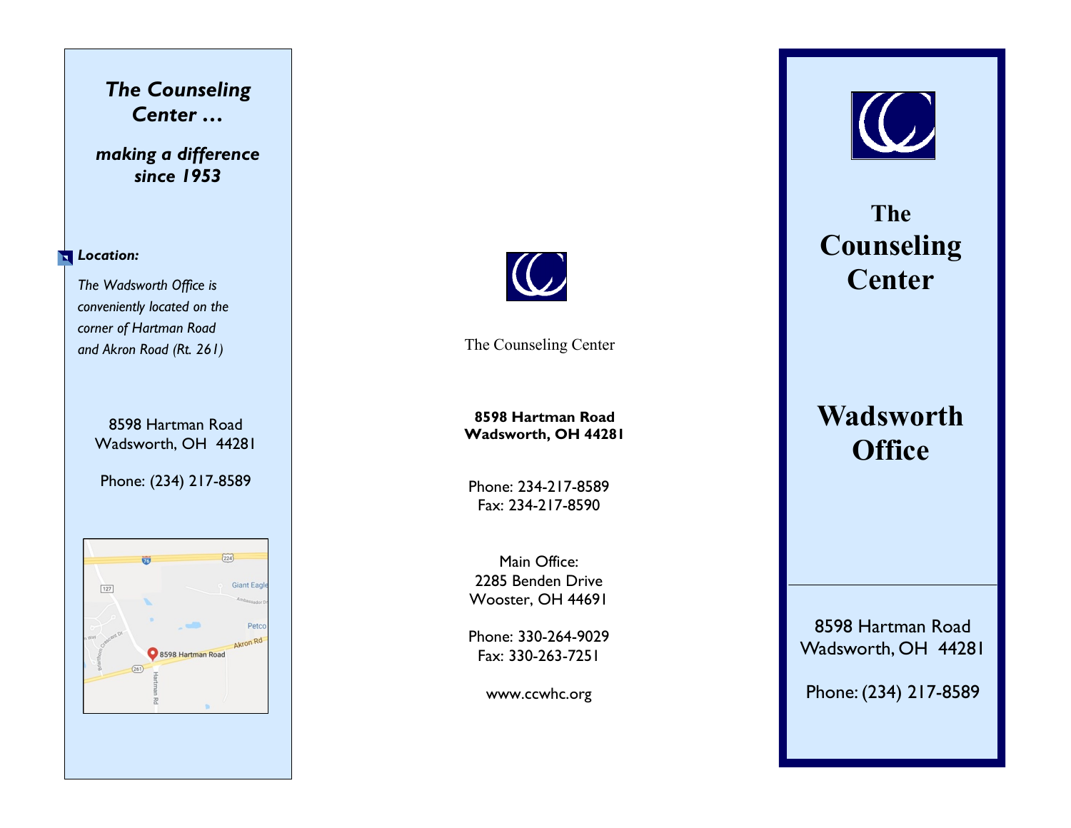***The Counseling Center …***

***making a difference since 1953***

***Location:***

*The Wadsworth Office is convenietly located on the corner of Hartman Road and Akron Road (Rt. 261)*

8598 Hartman Road
Wadsworth, OH 44281

Phone: (234) 217-8589

The Counseling Center

**8598 Hartman Road**
**Wadsworth, OH 44281**

Phone: 234-217-8589
Fax: 234-217-8590

Main Office:
2285 Benden Drive
Wooster, OH 44691

Phone: 330-264-9029
Fax: 330-263-7251

www.ccwhc.org

# The Counseling Center

# Wadsworth Office

8598 Hartman Road
Wadsworth, OH 44281

Phone: (234) 217-8589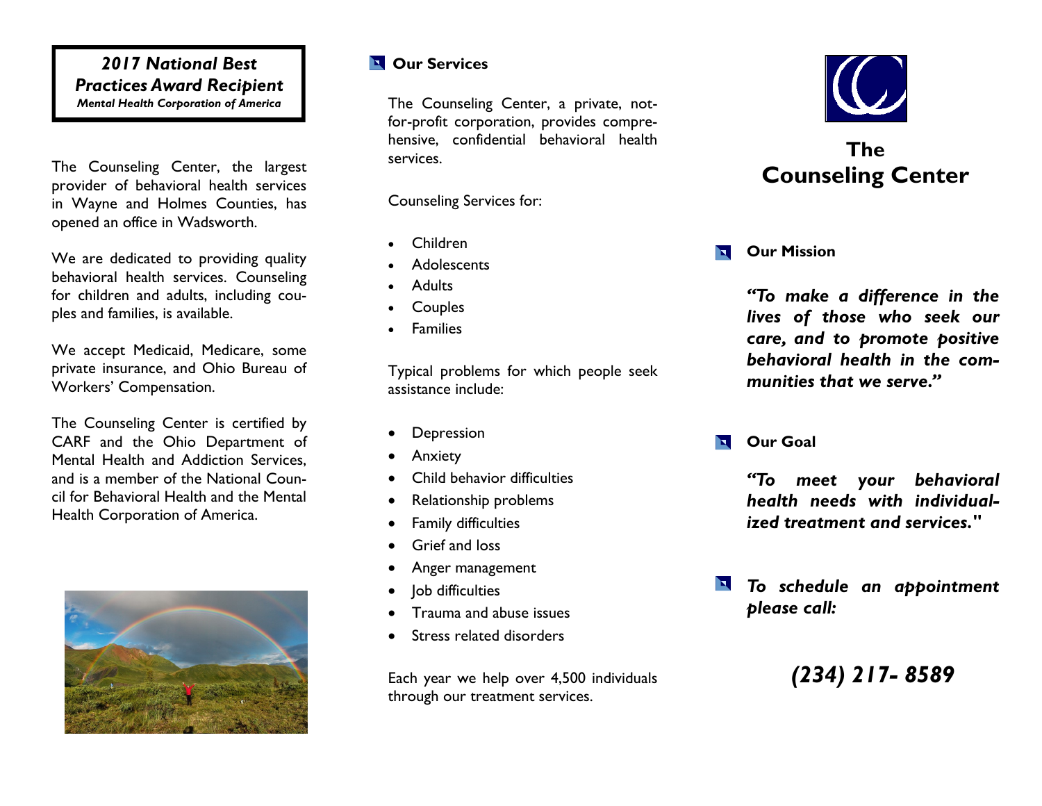**2017 National Best Practices Award Recipient**
*Mental Health Corporation of America*

The Counseling Center, the largest provider of behavioral health services in Wayne and Holmes Counties, has opened an office in Wadsworth.

We are dedicated to providing quality behavioral health services. Counseling for children and adults, including couples and families, is available.

We accept Medicaid, Medicare, some private insurance, and Ohio Bureau of Workers' Compensation.

The Counseling Center is certified by CARF and the Ohio Department of Mental Health and Addiction Services, and is a member of the National Council for Behavioral Health and the Mental Health Corporation of America.

## Our Services

The Counseling Center, a private, not-for-profit corporation, provides comprehensive, confidential behavioral health services.

Counseling Services for:

- Children
- Adolescents
- Adults
- Couples
- Families

Typical problems for which people seek assistance include:

- Depression
- Anxiety
- Child behavior difficulties
- Relationship problems
- Family difficulties
- Grief and loss
- Anger management
- Job difficulties
- Trauma and abuse issues
- Stress related disorders

Each year we help over 4,500 individuals through our treatment services.

# The Counseling Center

## Our Mission

***"To make a difference in the lives of those who seek our care, and to promote positive behavioral health in the communities that we serve."***

## Our Goal

***"To meet your behavioral health needs with individualized treatment and services."***

***To schedule an appointment please call:***

***(234) 217- 8589***